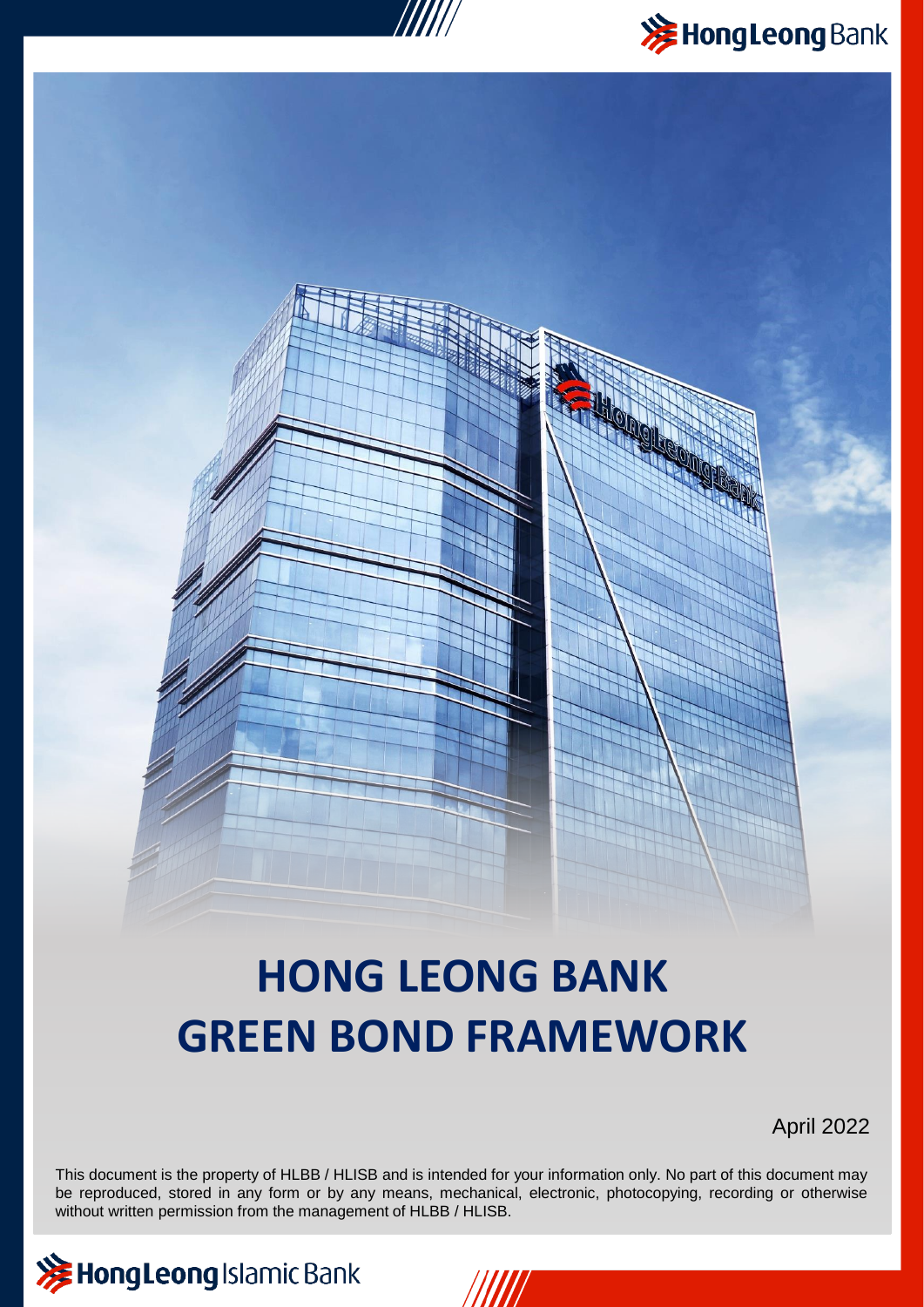# HONG LEONG BANK GREEN BOND FRAMEWORK

April 2022

This document is the property of HLBB / HLISB and is intended for your information only. No part of this document may be reproduced, stored in any form or by any means, mechanical, electronic, photocopying, recording or otherwise without written permission from the management of HLBB / HLISB.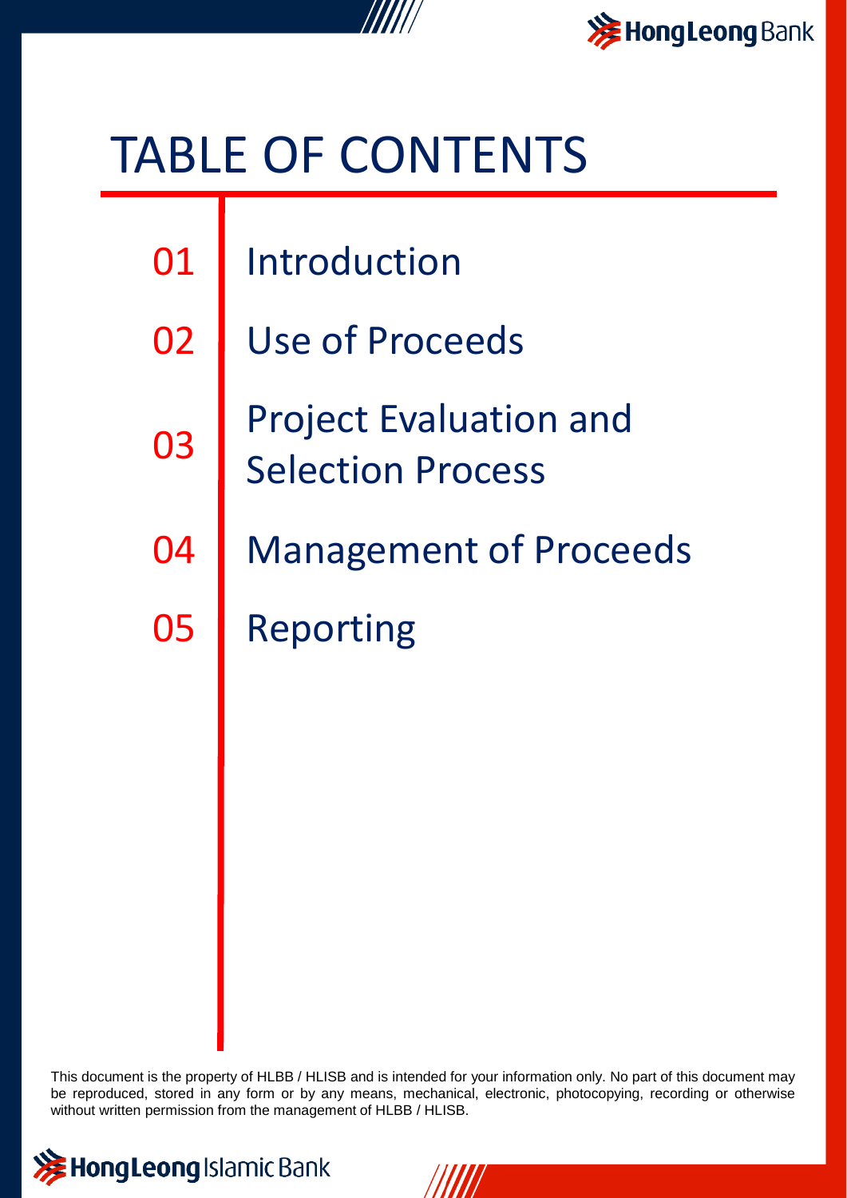# TABLE OF CONTENTS

01 Introduction

02 Use of Proceeds

03 Project Evaluation and Selection Process

04 Management of Proceeds

05 Reporting

This document is the property of HLBB / HLISB and is intended for your information only. No part of this document may be reproduced, stored in any form or by any means, mechanical, electronic, photocopying, recording or otherwise without written permission from the management of HLBB / HLISB.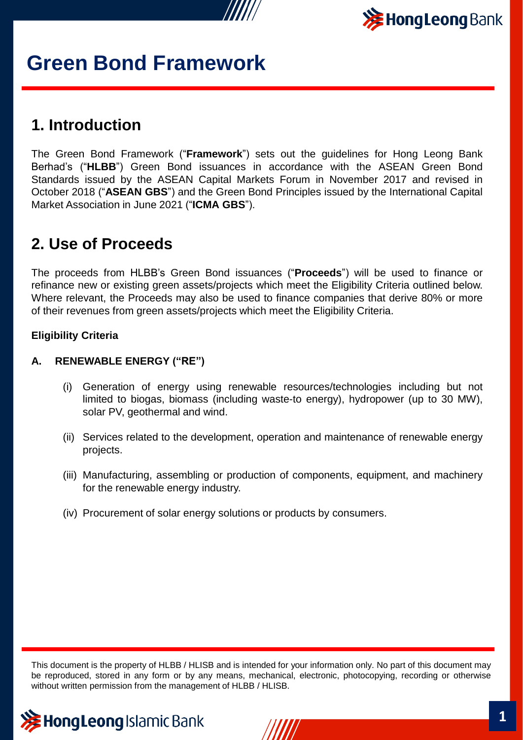# Green Bond Framework

## 1. Introduction

The Green Bond Framework ("**Framework**") sets out the guidelines for Hong Leong Bank Berhad's ("**HLBB**") Green Bond issuances in accordance with the ASEAN Green Bond Standards issued by the ASEAN Capital Markets Forum in November 2017 and revised in October 2018 ("**ASEAN GBS**") and the Green Bond Principles issued by the International Capital Market Association in June 2021 ("**ICMA GBS**").

## 2. Use of Proceeds

The proceeds from HLBB's Green Bond issuances ("**Proceeds**") will be used to finance or refinance new or existing green assets/projects which meet the Eligibility Criteria outlined below. Where relevant, the Proceeds may also be used to finance companies that derive 80% or more of their revenues from green assets/projects which meet the Eligibility Criteria.

**Eligibility Criteria**

**A. RENEWABLE ENERGY ("RE")**

(i) Generation of energy using renewable resources/technologies including but not limited to biogas, biomass (including waste-to energy), hydropower (up to 30 MW), solar PV, geothermal and wind.

(ii) Services related to the development, operation and maintenance of renewable energy projects.

(iii) Manufacturing, assembling or production of components, equipment, and machinery for the renewable energy industry.

(iv) Procurement of solar energy solutions or products by consumers.

This document is the property of HLBB / HLISB and is intended for your information only. No part of this document may be reproduced, stored in any form or by any means, mechanical, electronic, photocopying, recording or otherwise without written permission from the management of HLBB / HLISB.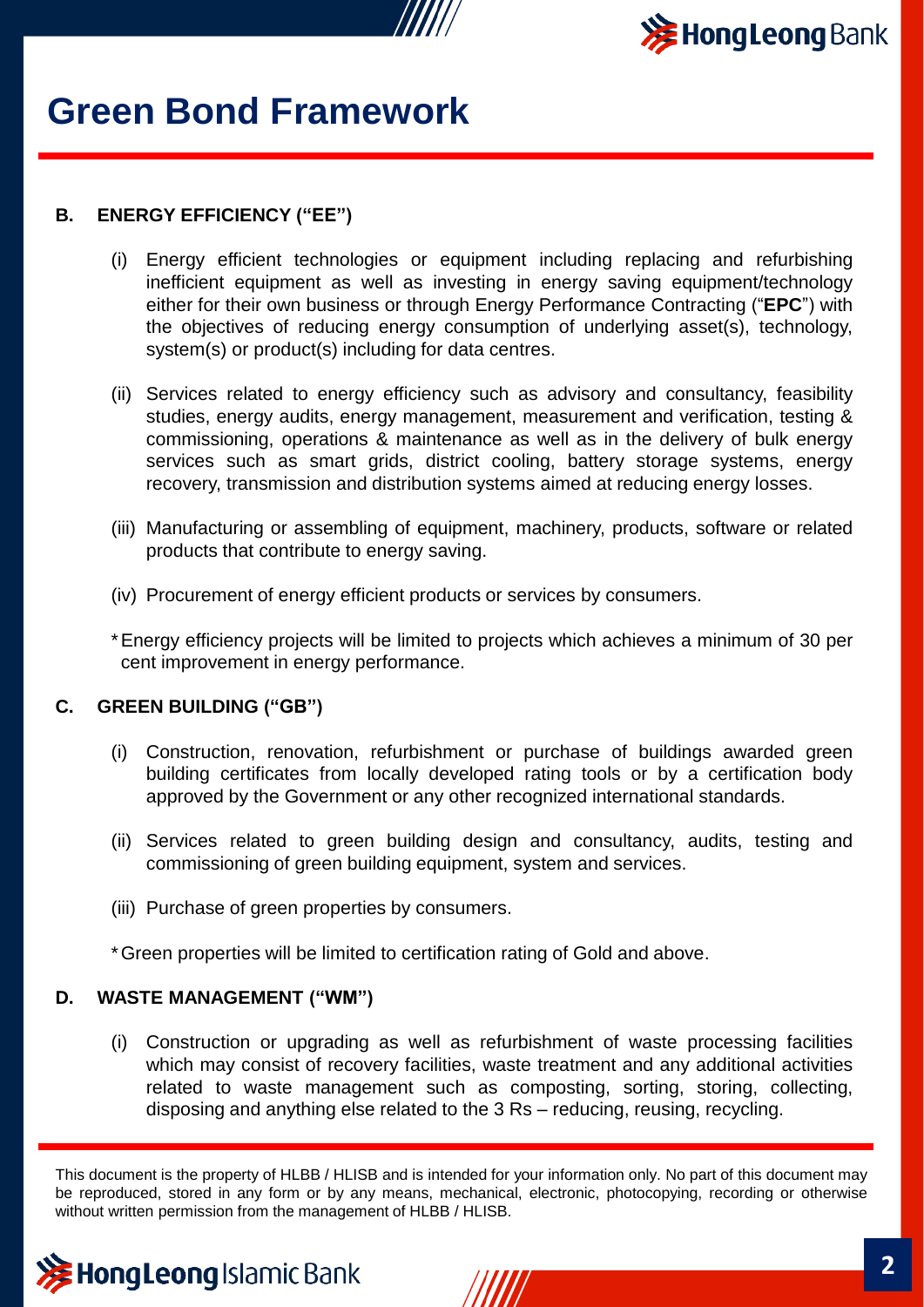# Green Bond Framework

### B. ENERGY EFFICIENCY ("EE")

(i) Energy efficient technologies or equipment including replacing and refurbishing inefficient equipment as well as investing in energy saving equipment/technology either for their own business or through Energy Performance Contracting ("**EPC**") with the objectives of reducing energy consumption of underlying asset(s), technology, system(s) or product(s) including for data centres.

(ii) Services related to energy efficiency such as advisory and consultancy, feasibility studies, energy audits, energy management, measurement and verification, testing & commissioning, operations & maintenance as well as in the delivery of bulk energy services such as smart grids, district cooling, battery storage systems, energy recovery, transmission and distribution systems aimed at reducing energy losses.

(iii) Manufacturing or assembling of equipment, machinery, products, software or related products that contribute to energy saving.

(iv) Procurement of energy efficient products or services by consumers.

*Energy efficiency projects will be limited to projects which achieves a minimum of 30 per cent improvement in energy performance.

### C. GREEN BUILDING ("GB")

(i) Construction, renovation, refurbishment or purchase of buildings awarded green building certificates from locally developed rating tools or by a certification body approved by the Government or any other recognized international standards.

(ii) Services related to green building design and consultancy, audits, testing and commissioning of green building equipment, system and services.

(iii) Purchase of green properties by consumers.

*Green properties will be limited to certification rating of Gold and above.

### D. WASTE MANAGEMENT ("WM")

(i) Construction or upgrading as well as refurbishment of waste processing facilities which may consist of recovery facilities, waste treatment and any additional activities related to waste management such as composting, sorting, storing, collecting, disposing and anything else related to the 3 Rs – reducing, reusing, recycling.

This document is the property of HLBB / HLISB and is intended for your information only. No part of this document may be reproduced, stored in any form or by any means, mechanical, electronic, photocopying, recording or otherwise without written permission from the management of HLBB / HLISB.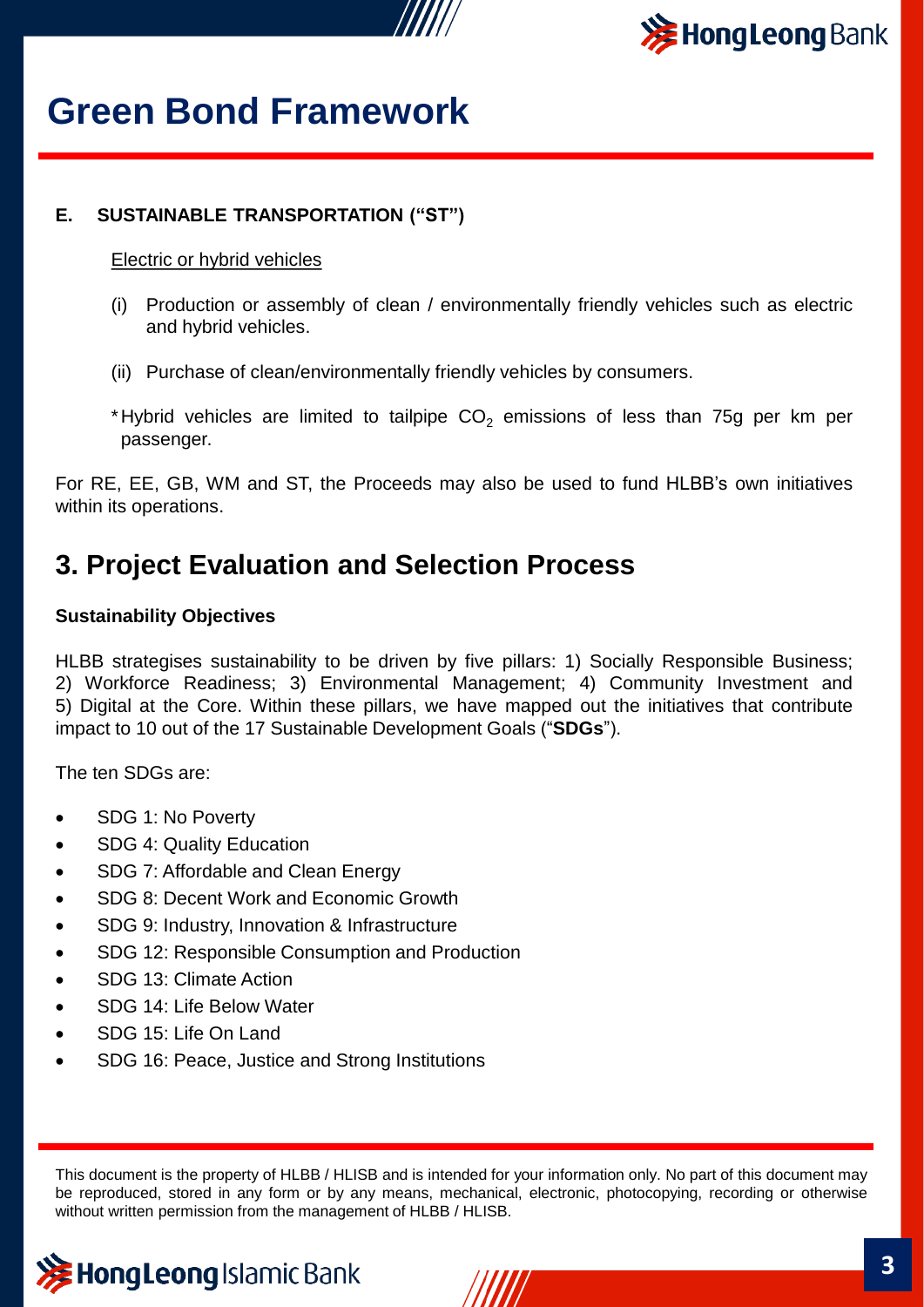# Green Bond Framework

#### E. SUSTAINABLE TRANSPORTATION ("ST")

Electric or hybrid vehicles

(i) Production or assembly of clean / environmentally friendly vehicles such as electric and hybrid vehicles.

(ii) Purchase of clean/environmentally friendly vehicles by consumers.

*Hybrid vehicles are limited to tailpipe $CO_2$ emissions of less than 75g per km per passenger.

For RE, EE, GB, WM and ST, the Proceeds may also be used to fund HLBB's own initiatives within its operations.

## 3. Project Evaluation and Selection Process

**Sustainability Objectives**

HLBB strategises sustainability to be driven by five pillars: 1) Socially Responsible Business; 2) Workforce Readiness; 3) Environmental Management; 4) Community Investment and 5) Digital at the Core. Within these pillars, we have mapped out the initiatives that contribute impact to 10 out of the 17 Sustainable Development Goals ("**SDGs**").

The ten SDGs are:

- SDG 1: No Poverty
- SDG 4: Quality Education
- SDG 7: Affordable and Clean Energy
- SDG 8: Decent Work and Economic Growth
- SDG 9: Industry, Innovation & Infrastructure
- SDG 12: Responsible Consumption and Production
- SDG 13: Climate Action
- SDG 14: Life Below Water
- SDG 15: Life On Land
- SDG 16: Peace, Justice and Strong Institutions

This document is the property of HLBB / HLISB and is intended for your information only. No part of this document may be reproduced, stored in any form or by any means, mechanical, electronic, photocopying, recording or otherwise without written permission from the management of HLBB / HLISB.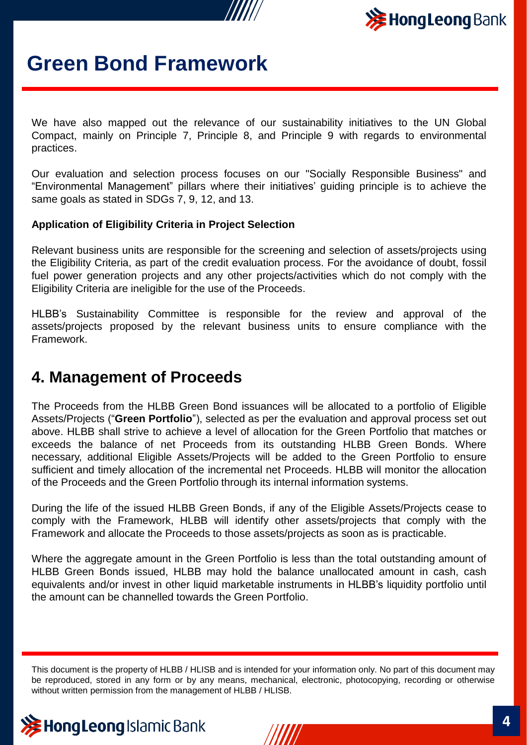We have also mapped out the relevance of our sustainability initiatives to the UN Global Compact, mainly on Principle 7, Principle 8, and Principle 9 with regards to environmental practices.

Our evaluation and selection process focuses on our "Socially Responsible Business" and “Environmental Management” pillars where their initiatives’ guiding principle is to achieve the same goals as stated in SDGs 7, 9, 12, and 13.

**Application of Eligibility Criteria in Project Selection**

Relevant business units are responsible for the screening and selection of assets/projects using the Eligibility Criteria, as part of the credit evaluation process. For the avoidance of doubt, fossil fuel power generation projects and any other projects/activities which do not comply with the Eligibility Criteria are ineligible for the use of the Proceeds.

HLBB’s Sustainability Committee is responsible for the review and approval of the assets/projects proposed by the relevant business units to ensure compliance with the Framework.

## 4. Management of Proceeds

The Proceeds from the HLBB Green Bond issuances will be allocated to a portfolio of Eligible Assets/Projects (“**Green Portfolio**”), selected as per the evaluation and approval process set out above. HLBB shall strive to achieve a level of allocation for the Green Portfolio that matches or exceeds the balance of net Proceeds from its outstanding HLBB Green Bonds. Where necessary, additional Eligible Assets/Projects will be added to the Green Portfolio to ensure sufficient and timely allocation of the incremental net Proceeds. HLBB will monitor the allocation of the Proceeds and the Green Portfolio through its internal information systems.

During the life of the issued HLBB Green Bonds, if any of the Eligible Assets/Projects cease to comply with the Framework, HLBB will identify other assets/projects that comply with the Framework and allocate the Proceeds to those assets/projects as soon as is practicable.

Where the aggregate amount in the Green Portfolio is less than the total outstanding amount of HLBB Green Bonds issued, HLBB may hold the balance unallocated amount in cash, cash equivalents and/or invest in other liquid marketable instruments in HLBB’s liquidity portfolio until the amount can be channelled towards the Green Portfolio.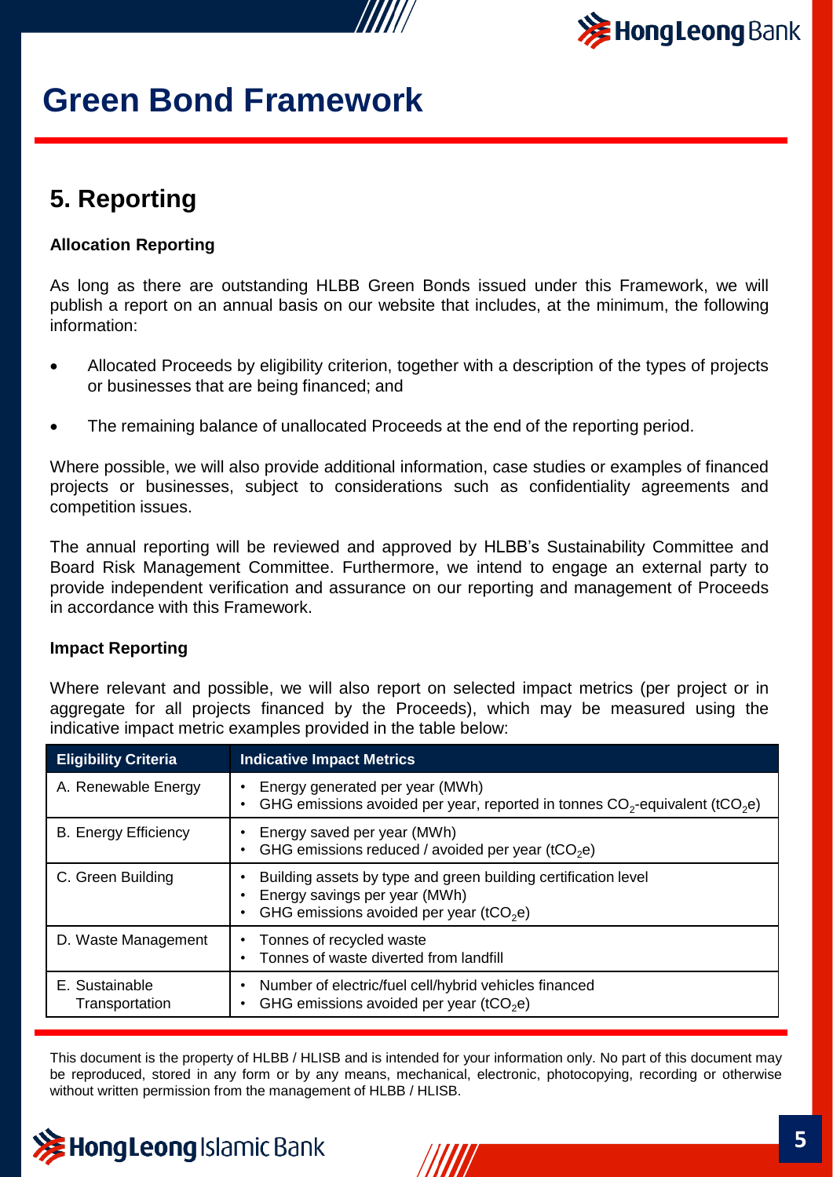# Green Bond Framework

## 5. Reporting

### Allocation Reporting

As long as there are outstanding HLBB Green Bonds issued under this Framework, we will publish a report on an annual basis on our website that includes, at the minimum, the following information:

- Allocated Proceeds by eligibility criterion, together with a description of the types of projects or businesses that are being financed; and
- The remaining balance of unallocated Proceeds at the end of the reporting period.

Where possible, we will also provide additional information, case studies or examples of financed projects or businesses, subject to considerations such as confidentiality agreements and competition issues.

The annual reporting will be reviewed and approved by HLBB's Sustainability Committee and Board Risk Management Committee. Furthermore, we intend to engage an external party to provide independent verification and assurance on our reporting and management of Proceeds in accordance with this Framework.

### Impact Reporting

Where relevant and possible, we will also report on selected impact metrics (per project or in aggregate for all projects financed by the Proceeds), which may be measured using the indicative impact metric examples provided in the table below:

| Eligibility Criteria | Indicative Impact Metrics |
| --- | --- |
| A. Renewable Energy | • Energy generated per year (MWh)<br>• GHG emissions avoided per year, reported in tonnes $CO_2$-equivalent ($tCO_2e$) |
| B. Energy Efficiency | • Energy saved per year (MWh)<br>• GHG emissions reduced / avoided per year ($tCO_2e$) |
| C. Green Building | • Building assets by type and green building certification level<br>• Energy savings per year (MWh)<br>• GHG emissions avoided per year ($tCO_2e$) |
| D. Waste Management | • Tonnes of recycled waste<br>• Tonnes of waste diverted from landfill |
| E. Sustainable Transportation | • Number of electric/fuel cell/hybrid vehicles financed<br>• GHG emissions avoided per year ($tCO_2e$) |

This document is the property of HLBB / HLISB and is intended for your information only. No part of this document may be reproduced, stored in any form or by any means, mechanical, electronic, photocopying, recording or otherwise without written permission from the management of HLBB / HLISB.